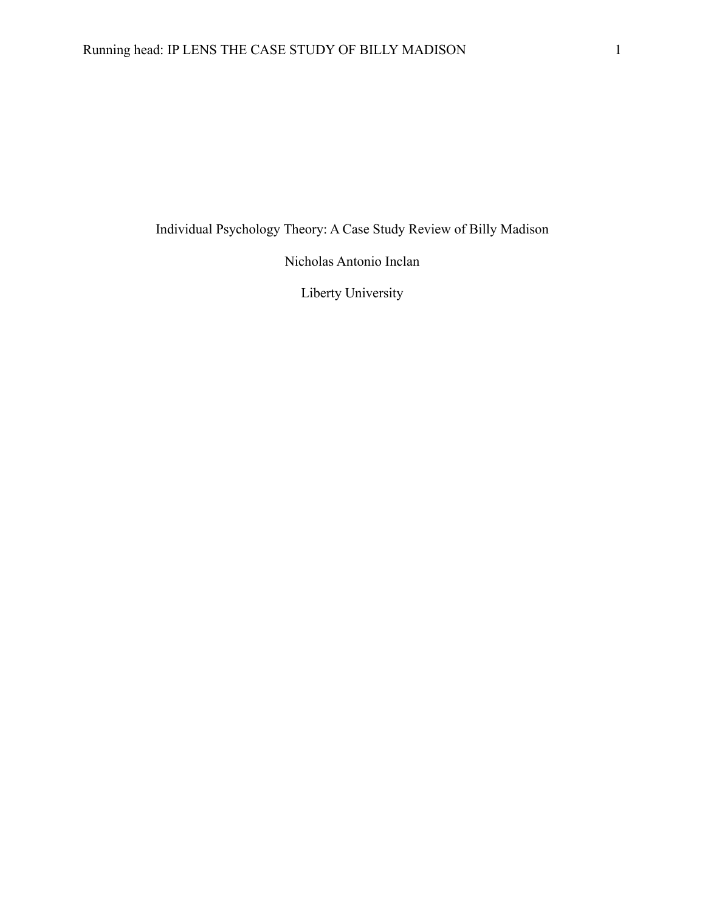# Individual Psychology Theory: A Case Study Review of Billy Madison

Nicholas Antonio Inclan

Liberty University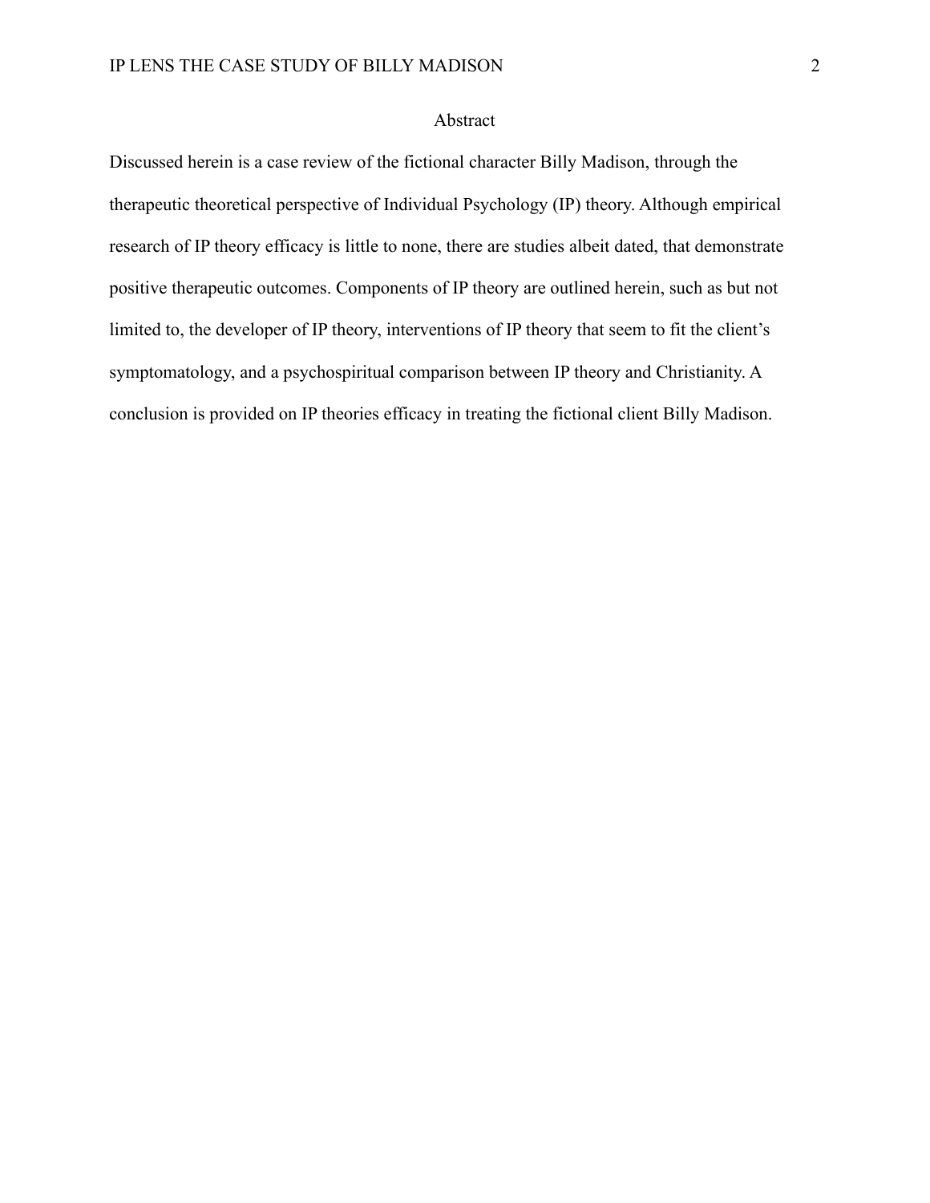## Abstract

Discussed herein is a case review of the fictional character Billy Madison, through the therapeutic theoretical perspective of Individual Psychology (IP) theory. Although empirical research of IP theory efficacy is little to none, there are studies albeit dated, that demonstrate positive therapeutic outcomes. Components of IP theory are outlined herein, such as but not limited to, the developer of IP theory, interventions of IP theory that seem to fit the client's symptomatology, and a psychospiritual comparison between IP theory and Christianity. A conclusion is provided on IP theories efficacy in treating the fictional client Billy Madison.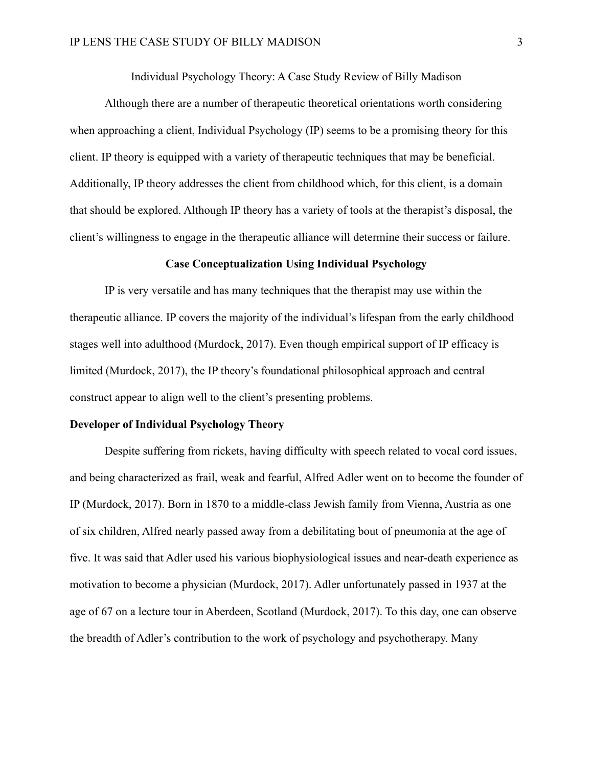Individual Psychology Theory: A Case Study Review of Billy Madison

Although there are a number of therapeutic theoretical orientations worth considering when approaching a client, Individual Psychology (IP) seems to be a promising theory for this client. IP theory is equipped with a variety of therapeutic techniques that may be beneficial. Additionally, IP theory addresses the client from childhood which, for this client, is a domain that should be explored. Although IP theory has a variety of tools at the therapist's disposal, the client's willingness to engage in the therapeutic alliance will determine their success or failure.

## Case Conceptualization Using Individual Psychology

IP is very versatile and has many techniques that the therapist may use within the therapeutic alliance. IP covers the majority of the individual's lifespan from the early childhood stages well into adulthood (Murdock, 2017). Even though empirical support of IP efficacy is limited (Murdock, 2017), the IP theory's foundational philosophical approach and central construct appear to align well to the client's presenting problems.

### Developer of Individual Psychology Theory

Despite suffering from rickets, having difficulty with speech related to vocal cord issues, and being characterized as frail, weak and fearful, Alfred Adler went on to become the founder of IP (Murdock, 2017). Born in 1870 to a middle-class Jewish family from Vienna, Austria as one of six children, Alfred nearly passed away from a debilitating bout of pneumonia at the age of five. It was said that Adler used his various biophysiological issues and near-death experience as motivation to become a physician (Murdock, 2017). Adler unfortunately passed in 1937 at the age of 67 on a lecture tour in Aberdeen, Scotland (Murdock, 2017). To this day, one can observe the breadth of Adler's contribution to the work of psychology and psychotherapy. Many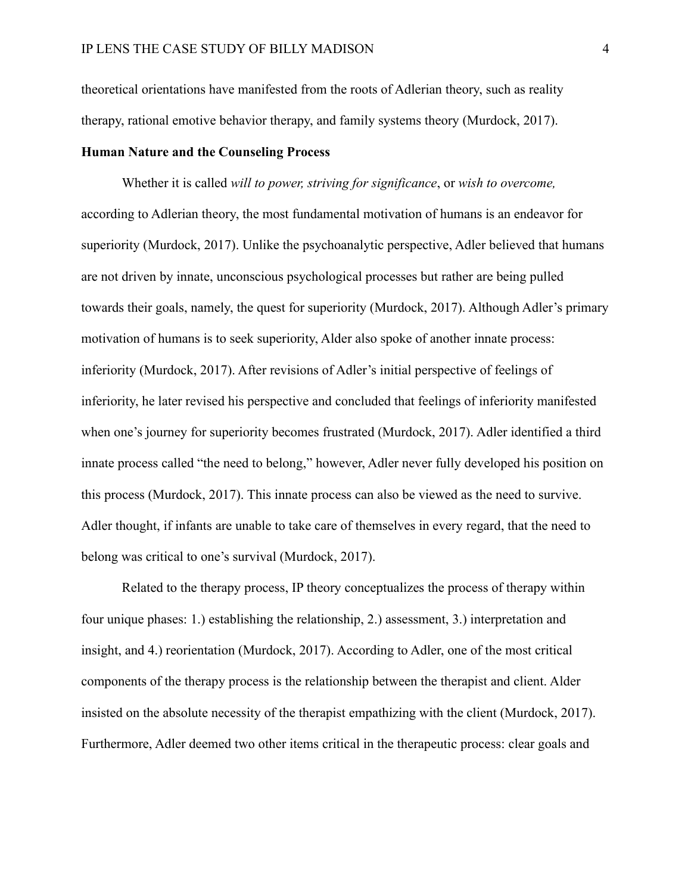theoretical orientations have manifested from the roots of Adlerian theory, such as reality therapy, rational emotive behavior therapy, and family systems theory (Murdock, 2017).

**Human Nature and the Counseling Process**

Whether it is called *will to power, striving for significance*, or *wish to overcome,* according to Adlerian theory, the most fundamental motivation of humans is an endeavor for superiority (Murdock, 2017). Unlike the psychoanalytic perspective, Adler believed that humans are not driven by innate, unconscious psychological processes but rather are being pulled towards their goals, namely, the quest for superiority (Murdock, 2017). Although Adler's primary motivation of humans is to seek superiority, Alder also spoke of another innate process: inferiority (Murdock, 2017). After revisions of Adler's initial perspective of feelings of inferiority, he later revised his perspective and concluded that feelings of inferiority manifested when one's journey for superiority becomes frustrated (Murdock, 2017). Adler identified a third innate process called "the need to belong," however, Adler never fully developed his position on this process (Murdock, 2017). This innate process can also be viewed as the need to survive. Adler thought, if infants are unable to take care of themselves in every regard, that the need to belong was critical to one's survival (Murdock, 2017).

Related to the therapy process, IP theory conceptualizes the process of therapy within four unique phases: 1.) establishing the relationship, 2.) assessment, 3.) interpretation and insight, and 4.) reorientation (Murdock, 2017). According to Adler, one of the most critical components of the therapy process is the relationship between the therapist and client. Alder insisted on the absolute necessity of the therapist empathizing with the client (Murdock, 2017). Furthermore, Adler deemed two other items critical in the therapeutic process: clear goals and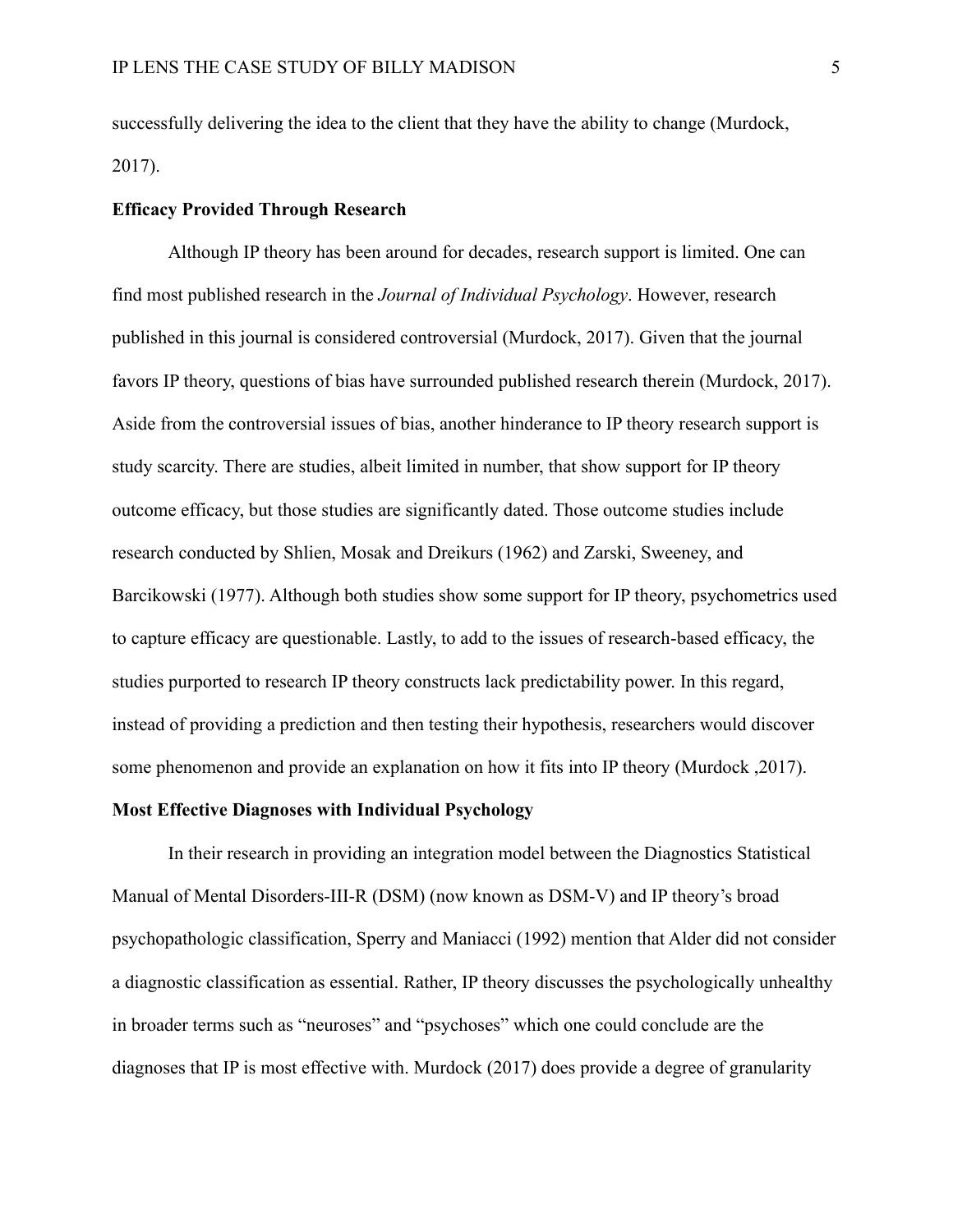successfully delivering the idea to the client that they have the ability to change (Murdock, 2017).

**Efficacy Provided Through Research**

Although IP theory has been around for decades, research support is limited. One can find most published research in the *Journal of Individual Psychology*. However, research published in this journal is considered controversial (Murdock, 2017). Given that the journal favors IP theory, questions of bias have surrounded published research therein (Murdock, 2017). Aside from the controversial issues of bias, another hinderance to IP theory research support is study scarcity. There are studies, albeit limited in number, that show support for IP theory outcome efficacy, but those studies are significantly dated. Those outcome studies include research conducted by Shlien, Mosak and Dreikurs (1962) and Zarski, Sweeney, and Barcikowski (1977). Although both studies show some support for IP theory, psychometrics used to capture efficacy are questionable. Lastly, to add to the issues of research-based efficacy, the studies purported to research IP theory constructs lack predictability power. In this regard, instead of providing a prediction and then testing their hypothesis, researchers would discover some phenomenon and provide an explanation on how it fits into IP theory (Murdock ,2017).

**Most Effective Diagnoses with Individual Psychology**

In their research in providing an integration model between the Diagnostics Statistical Manual of Mental Disorders-III-R (DSM) (now known as DSM-V) and IP theory's broad psychopathologic classification, Sperry and Maniacci (1992) mention that Alder did not consider a diagnostic classification as essential. Rather, IP theory discusses the psychologically unhealthy in broader terms such as "neuroses" and "psychoses" which one could conclude are the diagnoses that IP is most effective with. Murdock (2017) does provide a degree of granularity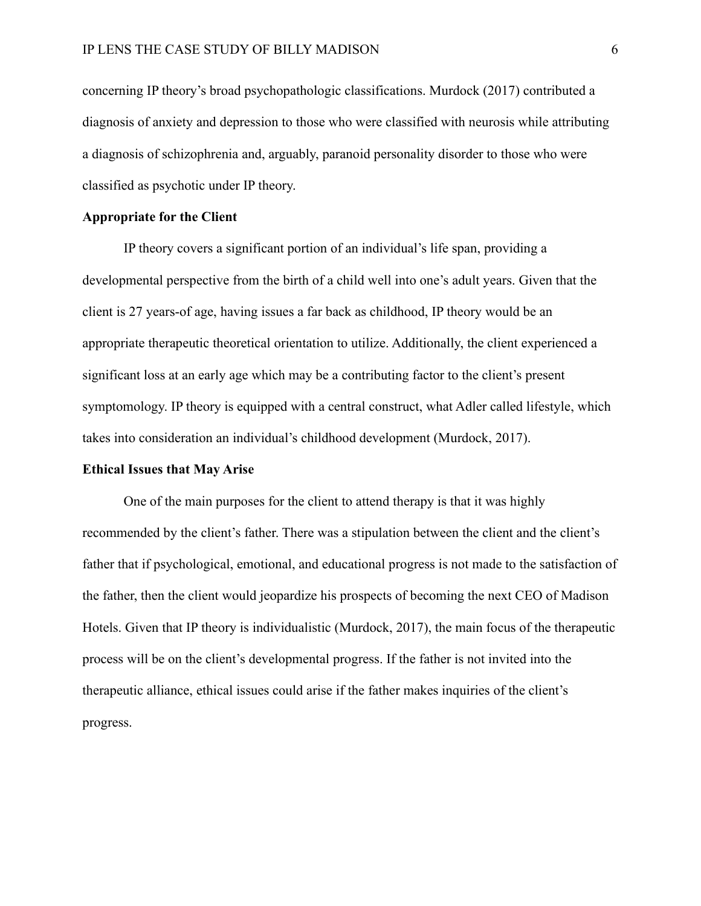concerning IP theory's broad psychopathologic classifications. Murdock (2017) contributed a diagnosis of anxiety and depression to those who were classified with neurosis while attributing a diagnosis of schizophrenia and, arguably, paranoid personality disorder to those who were classified as psychotic under IP theory.

## Appropriate for the Client

IP theory covers a significant portion of an individual's life span, providing a developmental perspective from the birth of a child well into one's adult years. Given that the client is 27 years-of age, having issues a far back as childhood, IP theory would be an appropriate therapeutic theoretical orientation to utilize. Additionally, the client experienced a significant loss at an early age which may be a contributing factor to the client's present symptomology. IP theory is equipped with a central construct, what Adler called lifestyle, which takes into consideration an individual's childhood development (Murdock, 2017).

## Ethical Issues that May Arise

One of the main purposes for the client to attend therapy is that it was highly recommended by the client's father. There was a stipulation between the client and the client's father that if psychological, emotional, and educational progress is not made to the satisfaction of the father, then the client would jeopardize his prospects of becoming the next CEO of Madison Hotels. Given that IP theory is individualistic (Murdock, 2017), the main focus of the therapeutic process will be on the client's developmental progress. If the father is not invited into the therapeutic alliance, ethical issues could arise if the father makes inquiries of the client's progress.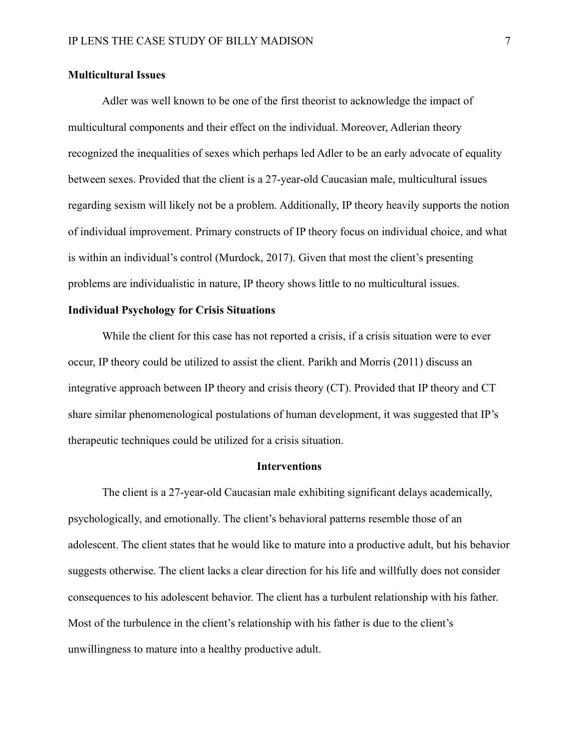**Multicultural Issues**

Adler was well known to be one of the first theorist to acknowledge the impact of multicultural components and their effect on the individual. Moreover, Adlerian theory recognized the inequalities of sexes which perhaps led Adler to be an early advocate of equality between sexes. Provided that the client is a 27-year-old Caucasian male, multicultural issues regarding sexism will likely not be a problem. Additionally, IP theory heavily supports the notion of individual improvement. Primary constructs of IP theory focus on individual choice, and what is within an individual's control (Murdock, 2017). Given that most the client's presenting problems are individualistic in nature, IP theory shows little to no multicultural issues.

**Individual Psychology for Crisis Situations**

While the client for this case has not reported a crisis, if a crisis situation were to ever occur, IP theory could be utilized to assist the client. Parikh and Morris (2011) discuss an integrative approach between IP theory and crisis theory (CT). Provided that IP theory and CT share similar phenomenological postulations of human development, it was suggested that IP's therapeutic techniques could be utilized for a crisis situation.

## Interventions

The client is a 27-year-old Caucasian male exhibiting significant delays academically, psychologically, and emotionally. The client's behavioral patterns resemble those of an adolescent. The client states that he would like to mature into a productive adult, but his behavior suggests otherwise. The client lacks a clear direction for his life and willfully does not consider consequences to his adolescent behavior. The client has a turbulent relationship with his father. Most of the turbulence in the client's relationship with his father is due to the client's unwillingness to mature into a healthy productive adult.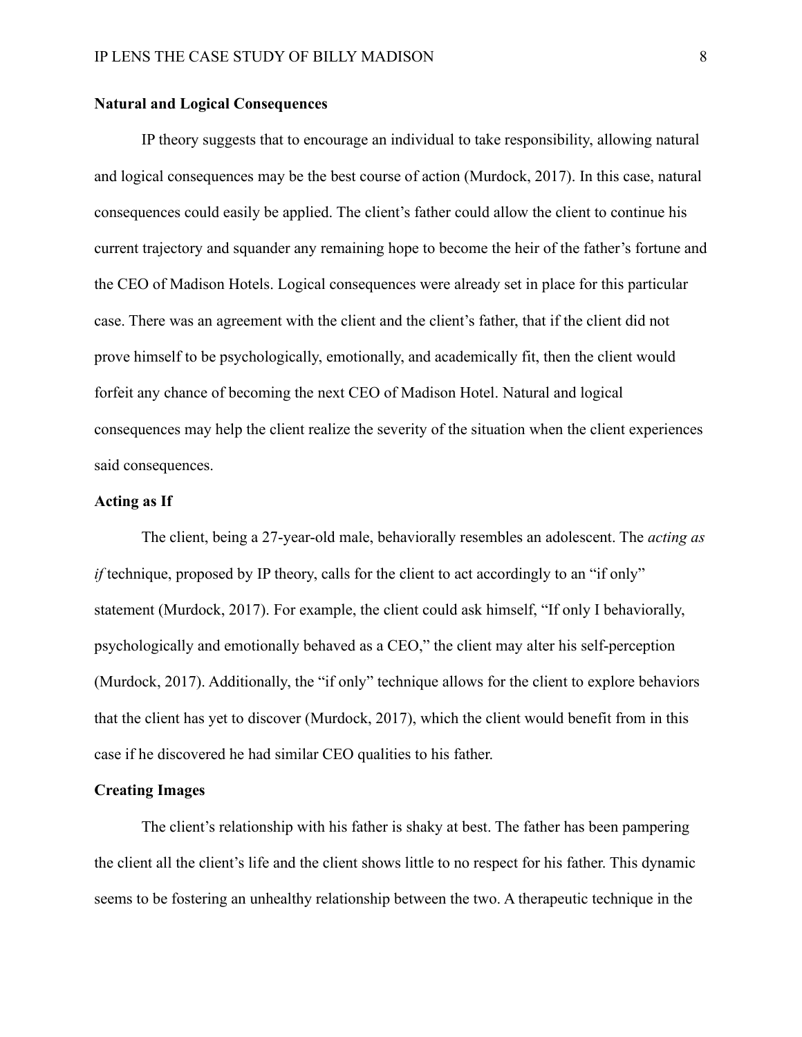**Natural and Logical Consequences**

IP theory suggests that to encourage an individual to take responsibility, allowing natural and logical consequences may be the best course of action (Murdock, 2017). In this case, natural consequences could easily be applied. The client's father could allow the client to continue his current trajectory and squander any remaining hope to become the heir of the father's fortune and the CEO of Madison Hotels. Logical consequences were already set in place for this particular case. There was an agreement with the client and the client's father, that if the client did not prove himself to be psychologically, emotionally, and academically fit, then the client would forfeit any chance of becoming the next CEO of Madison Hotel. Natural and logical consequences may help the client realize the severity of the situation when the client experiences said consequences.

**Acting as If**

The client, being a 27-year-old male, behaviorally resembles an adolescent. The *acting as if* technique, proposed by IP theory, calls for the client to act accordingly to an "if only" statement (Murdock, 2017). For example, the client could ask himself, "If only I behaviorally, psychologically and emotionally behaved as a CEO," the client may alter his self-perception (Murdock, 2017). Additionally, the "if only" technique allows for the client to explore behaviors that the client has yet to discover (Murdock, 2017), which the client would benefit from in this case if he discovered he had similar CEO qualities to his father.

**Creating Images**

The client's relationship with his father is shaky at best. The father has been pampering the client all the client's life and the client shows little to no respect for his father. This dynamic seems to be fostering an unhealthy relationship between the two. A therapeutic technique in the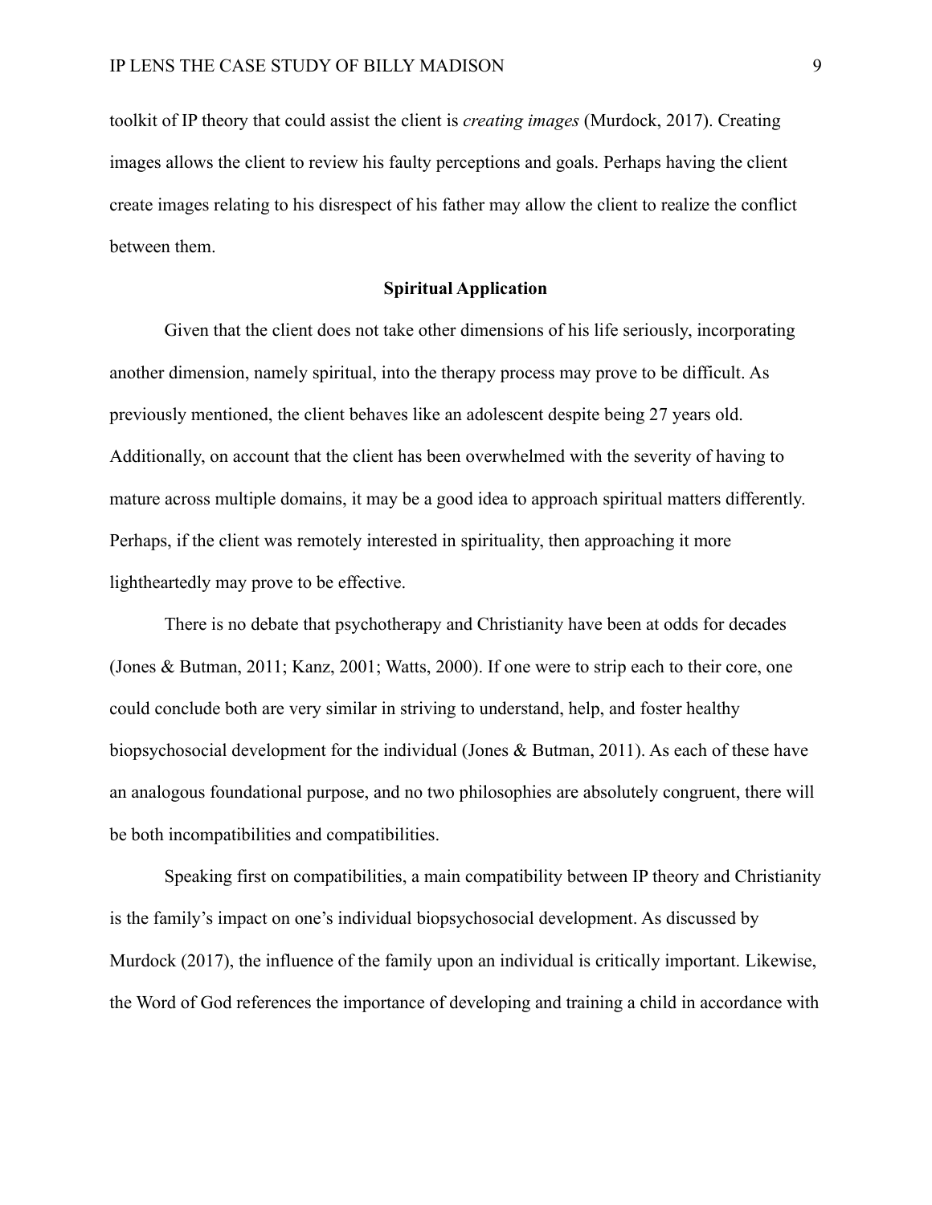toolkit of IP theory that could assist the client is *creating images* (Murdock, 2017). Creating images allows the client to review his faulty perceptions and goals. Perhaps having the client create images relating to his disrespect of his father may allow the client to realize the conflict between them.

## Spiritual Application

Given that the client does not take other dimensions of his life seriously, incorporating another dimension, namely spiritual, into the therapy process may prove to be difficult. As previously mentioned, the client behaves like an adolescent despite being 27 years old. Additionally, on account that the client has been overwhelmed with the severity of having to mature across multiple domains, it may be a good idea to approach spiritual matters differently. Perhaps, if the client was remotely interested in spirituality, then approaching it more lightheartedly may prove to be effective.

There is no debate that psychotherapy and Christianity have been at odds for decades (Jones & Butman, 2011; Kanz, 2001; Watts, 2000). If one were to strip each to their core, one could conclude both are very similar in striving to understand, help, and foster healthy biopsychosocial development for the individual (Jones & Butman, 2011). As each of these have an analogous foundational purpose, and no two philosophies are absolutely congruent, there will be both incompatibilities and compatibilities.

Speaking first on compatibilities, a main compatibility between IP theory and Christianity is the family's impact on one's individual biopsychosocial development. As discussed by Murdock (2017), the influence of the family upon an individual is critically important. Likewise, the Word of God references the importance of developing and training a child in accordance with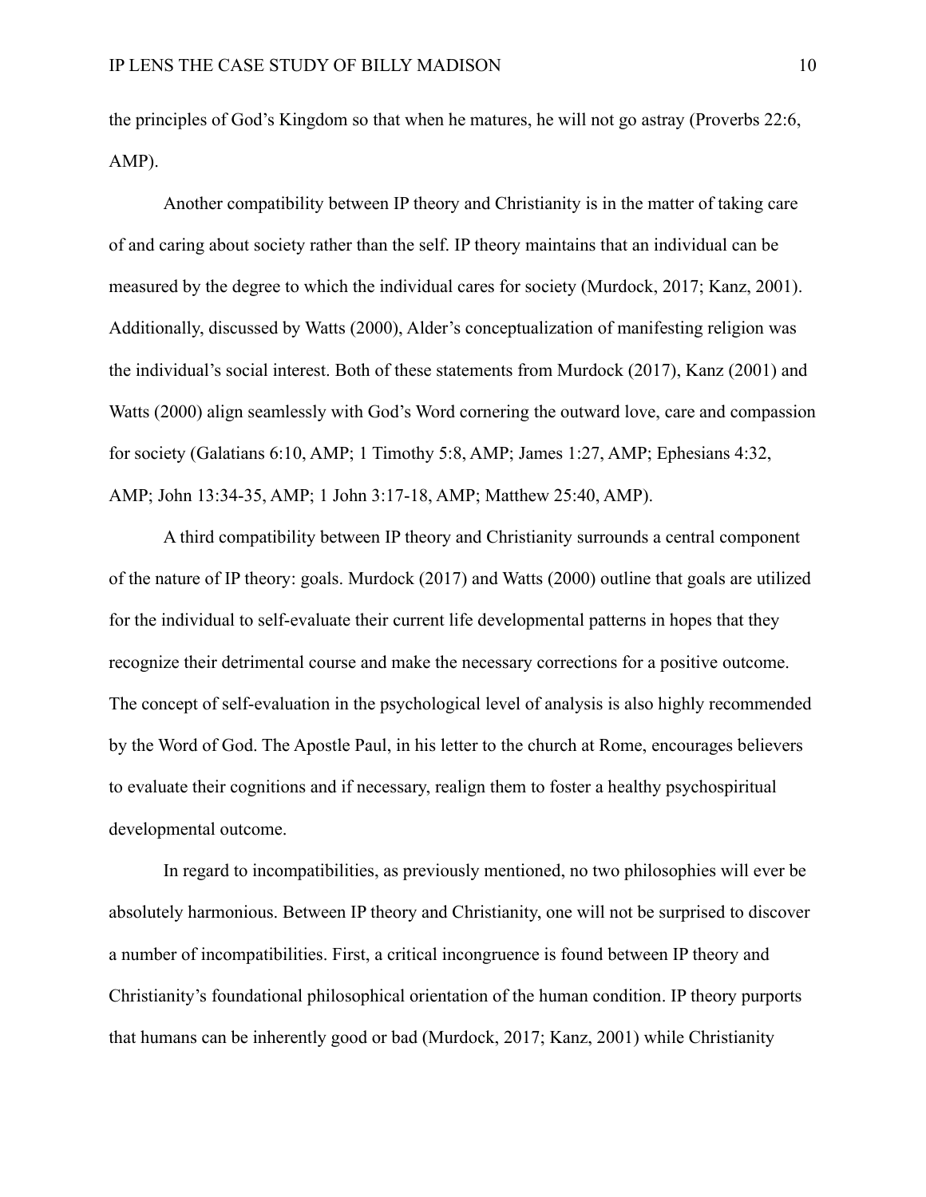the principles of God's Kingdom so that when he matures, he will not go astray (Proverbs 22:6, AMP).

Another compatibility between IP theory and Christianity is in the matter of taking care of and caring about society rather than the self. IP theory maintains that an individual can be measured by the degree to which the individual cares for society (Murdock, 2017; Kanz, 2001). Additionally, discussed by Watts (2000), Alder's conceptualization of manifesting religion was the individual's social interest. Both of these statements from Murdock (2017), Kanz (2001) and Watts (2000) align seamlessly with God's Word cornering the outward love, care and compassion for society (Galatians 6:10, AMP; 1 Timothy 5:8, AMP; James 1:27, AMP; Ephesians 4:32, AMP; John 13:34-35, AMP; 1 John 3:17-18, AMP; Matthew 25:40, AMP).

A third compatibility between IP theory and Christianity surrounds a central component of the nature of IP theory: goals. Murdock (2017) and Watts (2000) outline that goals are utilized for the individual to self-evaluate their current life developmental patterns in hopes that they recognize their detrimental course and make the necessary corrections for a positive outcome. The concept of self-evaluation in the psychological level of analysis is also highly recommended by the Word of God. The Apostle Paul, in his letter to the church at Rome, encourages believers to evaluate their cognitions and if necessary, realign them to foster a healthy psychospiritual developmental outcome.

In regard to incompatibilities, as previously mentioned, no two philosophies will ever be absolutely harmonious. Between IP theory and Christianity, one will not be surprised to discover a number of incompatibilities. First, a critical incongruence is found between IP theory and Christianity's foundational philosophical orientation of the human condition. IP theory purports that humans can be inherently good or bad (Murdock, 2017; Kanz, 2001) while Christianity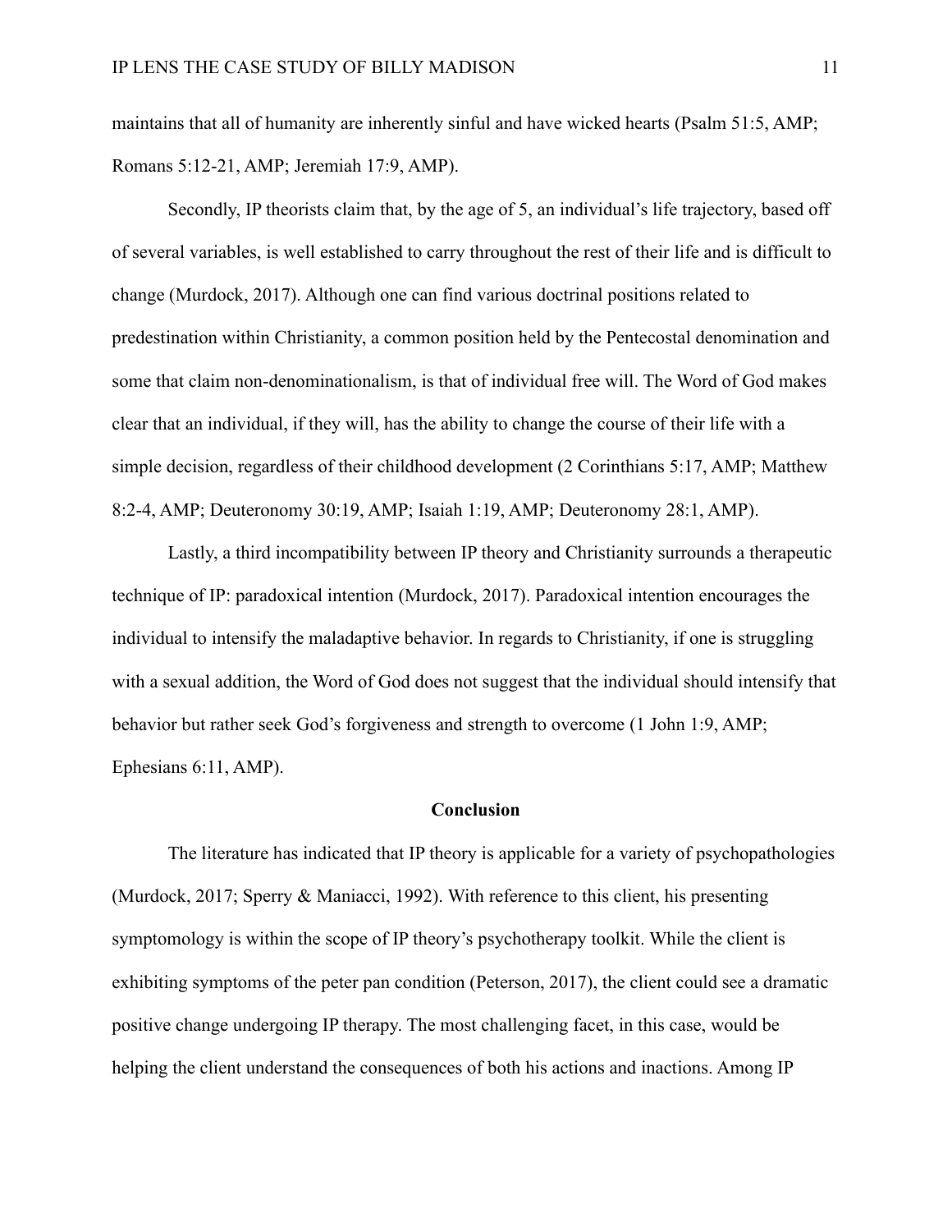maintains that all of humanity are inherently sinful and have wicked hearts (Psalm 51:5, AMP; Romans 5:12-21, AMP; Jeremiah 17:9, AMP).

Secondly, IP theorists claim that, by the age of 5, an individual's life trajectory, based off of several variables, is well established to carry throughout the rest of their life and is difficult to change (Murdock, 2017). Although one can find various doctrinal positions related to predestination within Christianity, a common position held by the Pentecostal denomination and some that claim non-denominationalism, is that of individual free will. The Word of God makes clear that an individual, if they will, has the ability to change the course of their life with a simple decision, regardless of their childhood development (2 Corinthians 5:17, AMP; Matthew 8:2-4, AMP; Deuteronomy 30:19, AMP; Isaiah 1:19, AMP; Deuteronomy 28:1, AMP).

Lastly, a third incompatibility between IP theory and Christianity surrounds a therapeutic technique of IP: paradoxical intention (Murdock, 2017). Paradoxical intention encourages the individual to intensify the maladaptive behavior. In regards to Christianity, if one is struggling with a sexual addition, the Word of God does not suggest that the individual should intensify that behavior but rather seek God's forgiveness and strength to overcome (1 John 1:9, AMP; Ephesians 6:11, AMP).

## Conclusion

The literature has indicated that IP theory is applicable for a variety of psychopathologies (Murdock, 2017; Sperry & Maniacci, 1992). With reference to this client, his presenting symptomology is within the scope of IP theory's psychotherapy toolkit. While the client is exhibiting symptoms of the peter pan condition (Peterson, 2017), the client could see a dramatic positive change undergoing IP therapy. The most challenging facet, in this case, would be helping the client understand the consequences of both his actions and inactions. Among IP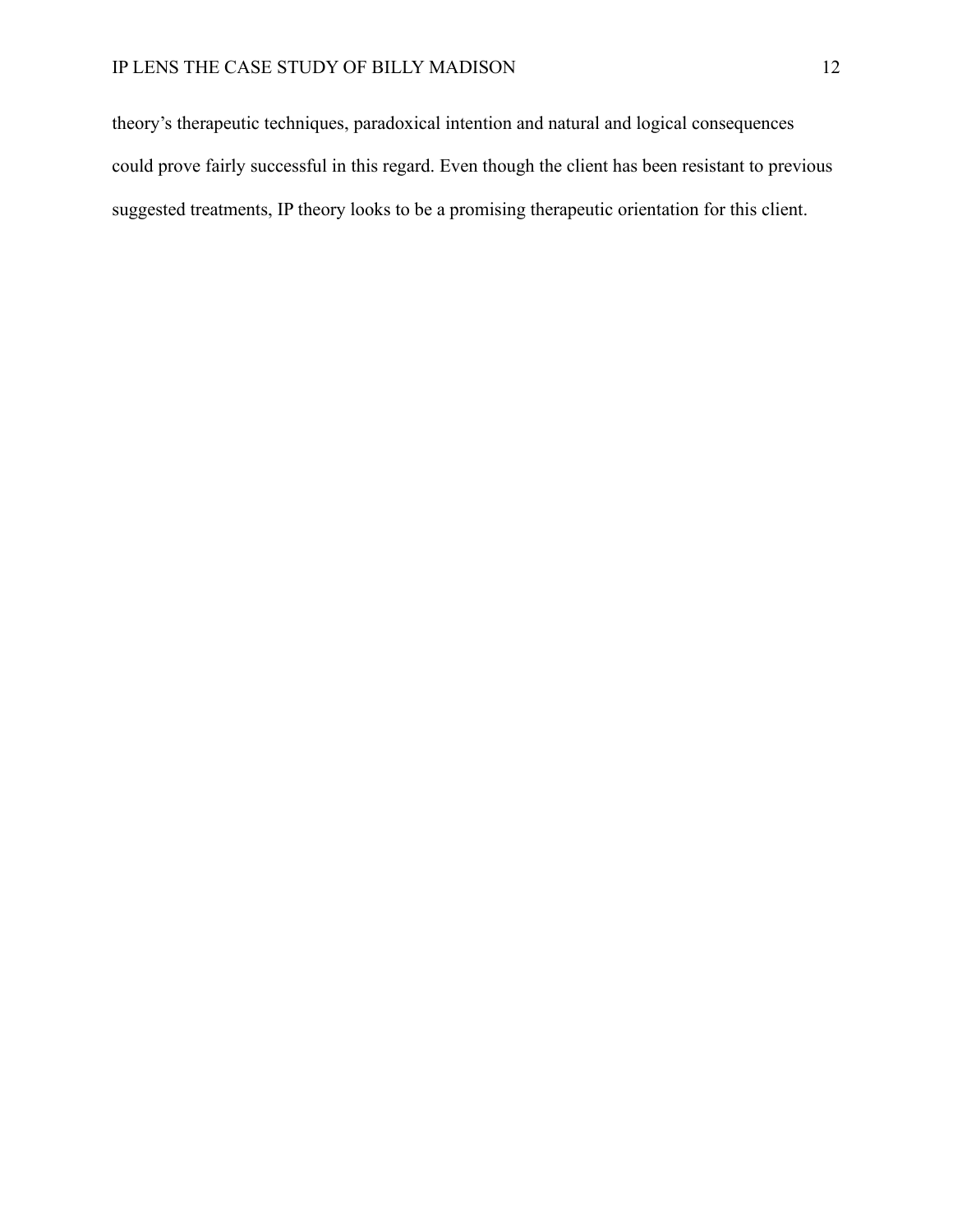theory's therapeutic techniques, paradoxical intention and natural and logical consequences could prove fairly successful in this regard. Even though the client has been resistant to previous suggested treatments, IP theory looks to be a promising therapeutic orientation for this client.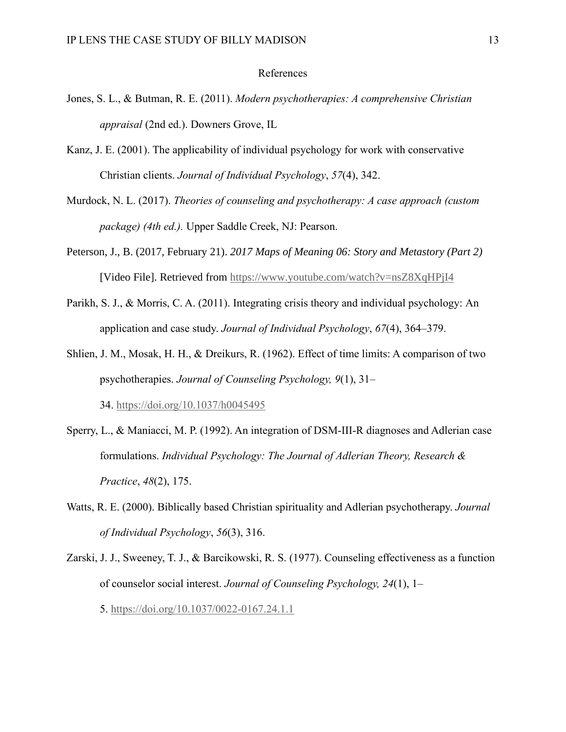# References

Jones, S. L., & Butman, R. E. (2011). *Modern psychotherapies: A comprehensive Christian appraisal* (2nd ed.). Downers Grove, IL

Kanz, J. E. (2001). The applicability of individual psychology for work with conservative Christian clients. *Journal of Individual Psychology*, *57*(4), 342.

Murdock, N. L. (2017). *Theories of counseling and psychotherapy: A case approach (custom package) (4th ed.).* Upper Saddle Creek, NJ: Pearson.

Peterson, J., B. (2017, February 21). *2017 Maps of Meaning 06: Story and Metastory (Part 2)* [Video File]. Retrieved from https://www.youtube.com/watch?v=nsZ8XqHPjI4

Parikh, S. J., & Morris, C. A. (2011). Integrating crisis theory and individual psychology: An application and case study. *Journal of Individual Psychology*, *67*(4), 364–379.

Shlien, J. M., Mosak, H. H., & Dreikurs, R. (1962). Effect of time limits: A comparison of two psychotherapies. *Journal of Counseling Psychology, 9*(1), 31–34. https://doi.org/10.1037/h0045495

Sperry, L., & Maniacci, M. P. (1992). An integration of DSM-III-R diagnoses and Adlerian case formulations. *Individual Psychology: The Journal of Adlerian Theory, Research & Practice*, *48*(2), 175.

Watts, R. E. (2000). Biblically based Christian spirituality and Adlerian psychotherapy. *Journal of Individual Psychology*, *56*(3), 316.

Zarski, J. J., Sweeney, T. J., & Barcikowski, R. S. (1977). Counseling effectiveness as a function of counselor social interest. *Journal of Counseling Psychology, 24*(1), 1–5. https://doi.org/10.1037/0022-0167.24.1.1